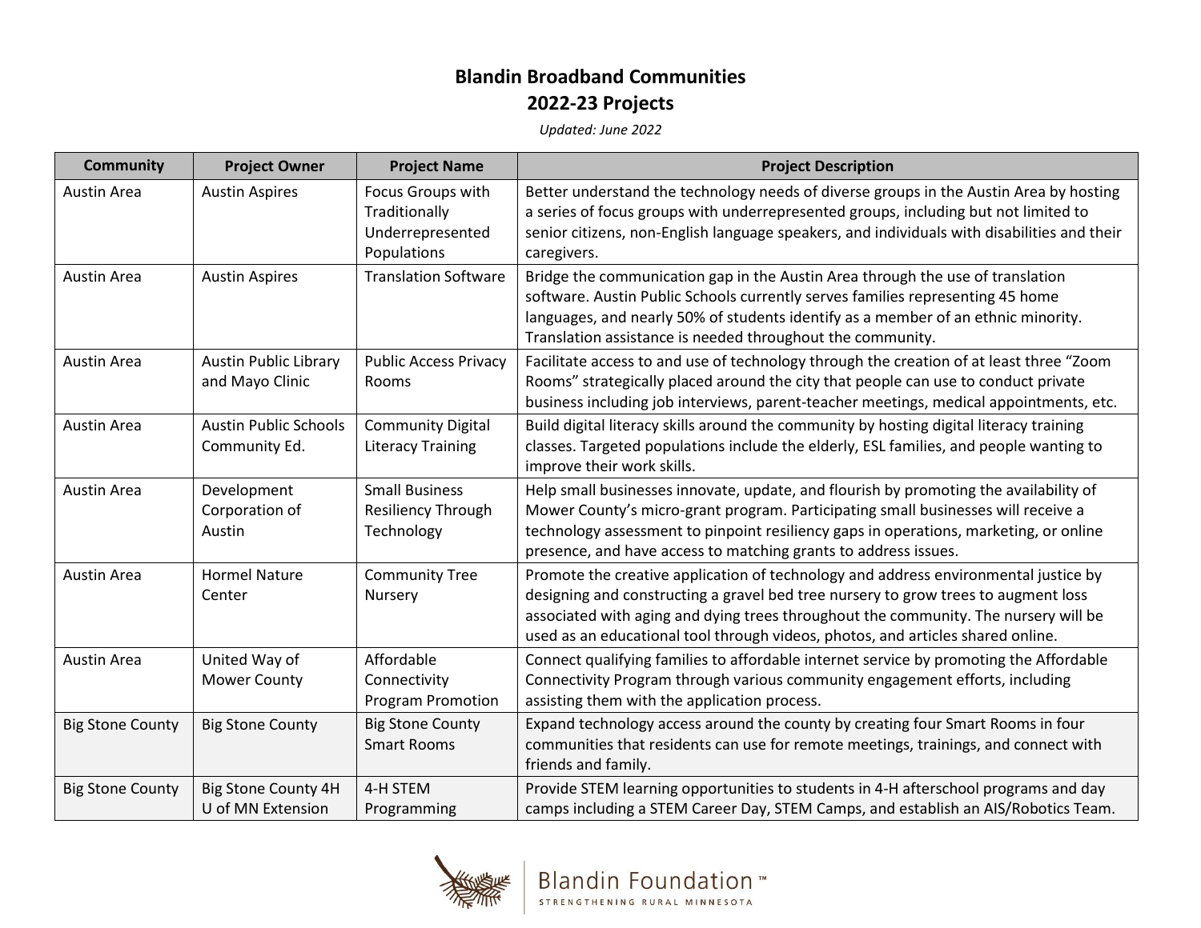# Blandin Broadband Communities
## 2022-23 Projects

*Updated: June 2022*

| Community | Project Owner | Project Name | Project Description |
|---|---|---|---|
| Austin Area | Austin Aspires | Focus Groups with Traditionally Underrepresented Populations | Better understand the technology needs of diverse groups in the Austin Area by hosting a series of focus groups with underrepresented groups, including but not limited to senior citizens, non-English language speakers, and individuals with disabilities and their caregivers. |
| Austin Area | Austin Aspires | Translation Software | Bridge the communication gap in the Austin Area through the use of translation software. Austin Public Schools currently serves families representing 45 home languages, and nearly 50% of students identify as a member of an ethnic minority. Translation assistance is needed throughout the community. |
| Austin Area | Austin Public Library and Mayo Clinic | Public Access Privacy Rooms | Facilitate access to and use of technology through the creation of at least three "Zoom Rooms" strategically placed around the city that people can use to conduct private business including job interviews, parent-teacher meetings, medical appointments, etc. |
| Austin Area | Austin Public Schools Community Ed. | Community Digital Literacy Training | Build digital literacy skills around the community by hosting digital literacy training classes. Targeted populations include the elderly, ESL families, and people wanting to improve their work skills. |
| Austin Area | Development Corporation of Austin | Small Business Resiliency Through Technology | Help small businesses innovate, update, and flourish by promoting the availability of Mower County's micro-grant program. Participating small businesses will receive a technology assessment to pinpoint resiliency gaps in operations, marketing, or online presence, and have access to matching grants to address issues. |
| Austin Area | Hormel Nature Center | Community Tree Nursery | Promote the creative application of technology and address environmental justice by designing and constructing a gravel bed tree nursery to grow trees to augment loss associated with aging and dying trees throughout the community. The nursery will be used as an educational tool through videos, photos, and articles shared online. |
| Austin Area | United Way of Mower County | Affordable Connectivity Program Promotion | Connect qualifying families to affordable internet service by promoting the Affordable Connectivity Program through various community engagement efforts, including assisting them with the application process. |
| Big Stone County | Big Stone County | Big Stone County Smart Rooms | Expand technology access around the county by creating four Smart Rooms in four communities that residents can use for remote meetings, trainings, and connect with friends and family. |
| Big Stone County | Big Stone County 4H U of MN Extension | 4-H STEM Programming | Provide STEM learning opportunities to students in 4-H afterschool programs and day camps including a STEM Career Day, STEM Camps, and establish an AIS/Robotics Team. |

Blandin Foundation™
STRENGTHENING RURAL MINNESOTA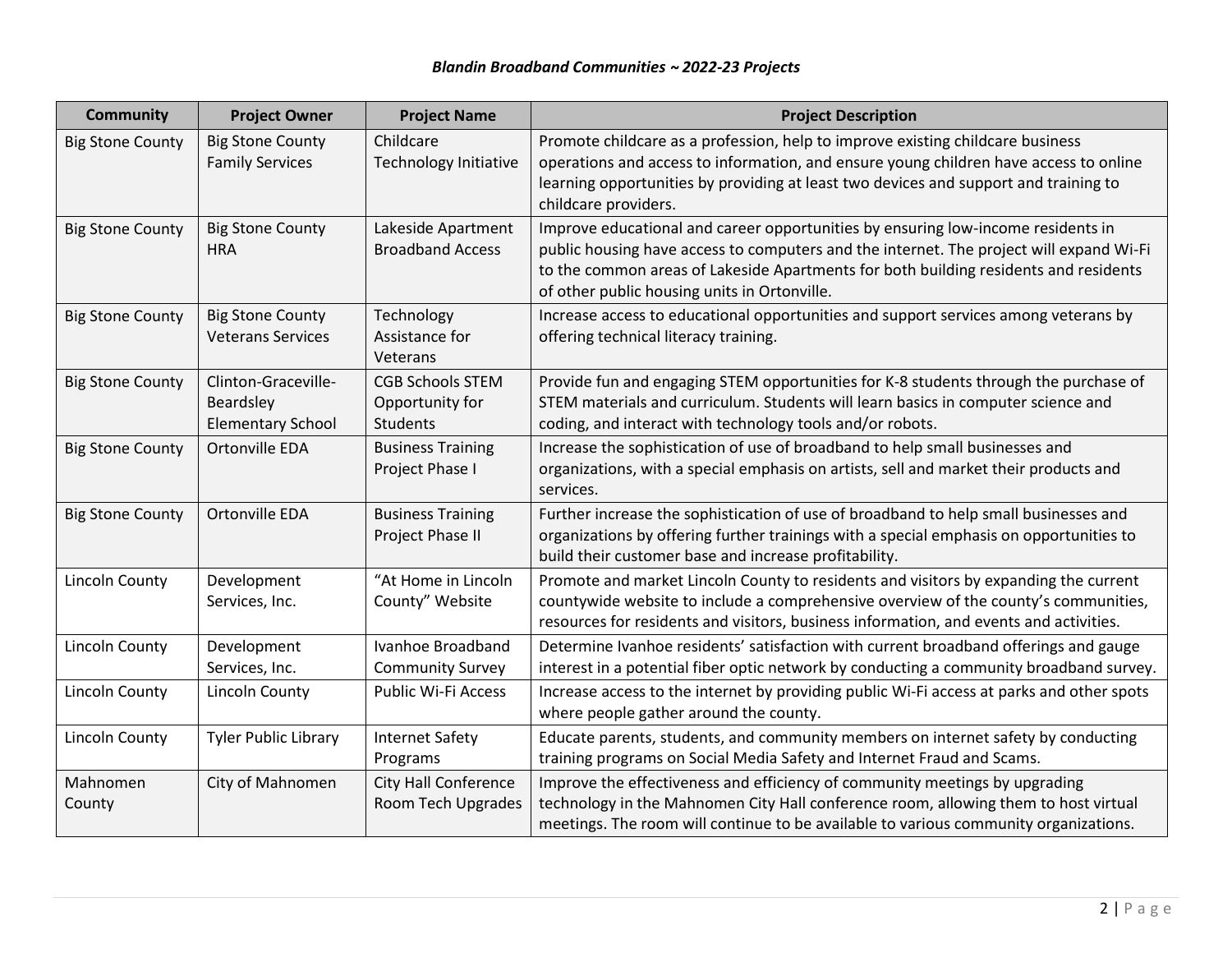***Blandin Broadband Communities ~ 2022-23 Projects***

| Community | Project Owner | Project Name | Project Description |
|---|---|---|---|
| Big Stone County | Big Stone County Family Services | Childcare Technology Initiative | Promote childcare as a profession, help to improve existing childcare business operations and access to information, and ensure young children have access to online learning opportunities by providing at least two devices and support and training to childcare providers. |
| Big Stone County | Big Stone County HRA | Lakeside Apartment Broadband Access | Improve educational and career opportunities by ensuring low-income residents in public housing have access to computers and the internet. The project will expand Wi-Fi to the common areas of Lakeside Apartments for both building residents and residents of other public housing units in Ortonville. |
| Big Stone County | Big Stone County Veterans Services | Technology Assistance for Veterans | Increase access to educational opportunities and support services among veterans by offering technical literacy training. |
| Big Stone County | Clinton-Graceville-Beardsley Elementary School | CGB Schools STEM Opportunity for Students | Provide fun and engaging STEM opportunities for K-8 students through the purchase of STEM materials and curriculum. Students will learn basics in computer science and coding, and interact with technology tools and/or robots. |
| Big Stone County | Ortonville EDA | Business Training Project Phase I | Increase the sophistication of use of broadband to help small businesses and organizations, with a special emphasis on artists, sell and market their products and services. |
| Big Stone County | Ortonville EDA | Business Training Project Phase II | Further increase the sophistication of use of broadband to help small businesses and organizations by offering further trainings with a special emphasis on opportunities to build their customer base and increase profitability. |
| Lincoln County | Development Services, Inc. | "At Home in Lincoln County" Website | Promote and market Lincoln County to residents and visitors by expanding the current countywide website to include a comprehensive overview of the county's communities, resources for residents and visitors, business information, and events and activities. |
| Lincoln County | Development Services, Inc. | Ivanhoe Broadband Community Survey | Determine Ivanhoe residents' satisfaction with current broadband offerings and gauge interest in a potential fiber optic network by conducting a community broadband survey. |
| Lincoln County | Lincoln County | Public Wi-Fi Access | Increase access to the internet by providing public Wi-Fi access at parks and other spots where people gather around the county. |
| Lincoln County | Tyler Public Library | Internet Safety Programs | Educate parents, students, and community members on internet safety by conducting training programs on Social Media Safety and Internet Fraud and Scams. |
| Mahnomen County | City of Mahnomen | City Hall Conference Room Tech Upgrades | Improve the effectiveness and efficiency of community meetings by upgrading technology in the Mahnomen City Hall conference room, allowing them to host virtual meetings. The room will continue to be available to various community organizations. |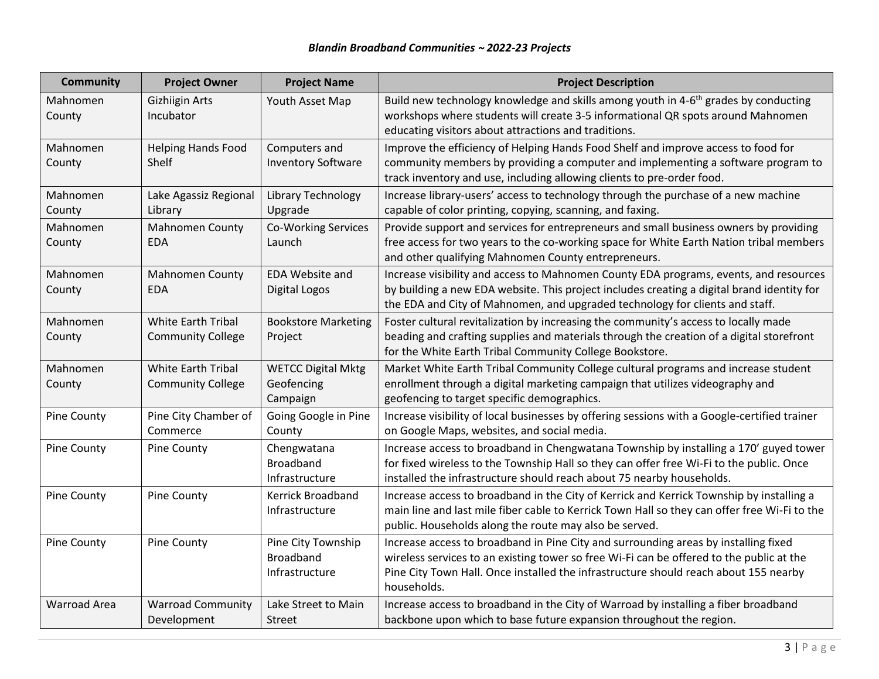*Blandin Broadband Communities ~ 2022-23 Projects*

| Community | Project Owner | Project Name | Project Description |
|---|---|---|---|
| Mahnomen County | Gizhiigin Arts Incubator | Youth Asset Map | Build new technology knowledge and skills among youth in 4-6th grades by conducting workshops where students will create 3-5 informational QR spots around Mahnomen educating visitors about attractions and traditions. |
| Mahnomen County | Helping Hands Food Shelf | Computers and Inventory Software | Improve the efficiency of Helping Hands Food Shelf and improve access to food for community members by providing a computer and implementing a software program to track inventory and use, including allowing clients to pre-order food. |
| Mahnomen County | Lake Agassiz Regional Library | Library Technology Upgrade | Increase library-users' access to technology through the purchase of a new machine capable of color printing, copying, scanning, and faxing. |
| Mahnomen County | Mahnomen County EDA | Co-Working Services Launch | Provide support and services for entrepreneurs and small business owners by providing free access for two years to the co-working space for White Earth Nation tribal members and other qualifying Mahnomen County entrepreneurs. |
| Mahnomen County | Mahnomen County EDA | EDA Website and Digital Logos | Increase visibility and access to Mahnomen County EDA programs, events, and resources by building a new EDA website. This project includes creating a digital brand identity for the EDA and City of Mahnomen, and upgraded technology for clients and staff. |
| Mahnomen County | White Earth Tribal Community College | Bookstore Marketing Project | Foster cultural revitalization by increasing the community's access to locally made beading and crafting supplies and materials through the creation of a digital storefront for the White Earth Tribal Community College Bookstore. |
| Mahnomen County | White Earth Tribal Community College | WETCC Digital Mktg Geofencing Campaign | Market White Earth Tribal Community College cultural programs and increase student enrollment through a digital marketing campaign that utilizes videography and geofencing to target specific demographics. |
| Pine County | Pine City Chamber of Commerce | Going Google in Pine County | Increase visibility of local businesses by offering sessions with a Google-certified trainer on Google Maps, websites, and social media. |
| Pine County | Pine County | Chengwatana Broadband Infrastructure | Increase access to broadband in Chengwatana Township by installing a 170' guyed tower for fixed wireless to the Township Hall so they can offer free Wi-Fi to the public. Once installed the infrastructure should reach about 75 nearby households. |
| Pine County | Pine County | Kerrick Broadband Infrastructure | Increase access to broadband in the City of Kerrick and Kerrick Township by installing a main line and last mile fiber cable to Kerrick Town Hall so they can offer free Wi-Fi to the public. Households along the route may also be served. |
| Pine County | Pine County | Pine City Township Broadband Infrastructure | Increase access to broadband in Pine City and surrounding areas by installing fixed wireless services to an existing tower so free Wi-Fi can be offered to the public at the Pine City Town Hall. Once installed the infrastructure should reach about 155 nearby households. |
| Warroad Area | Warroad Community Development | Lake Street to Main Street | Increase access to broadband in the City of Warroad by installing a fiber broadband backbone upon which to base future expansion throughout the region. |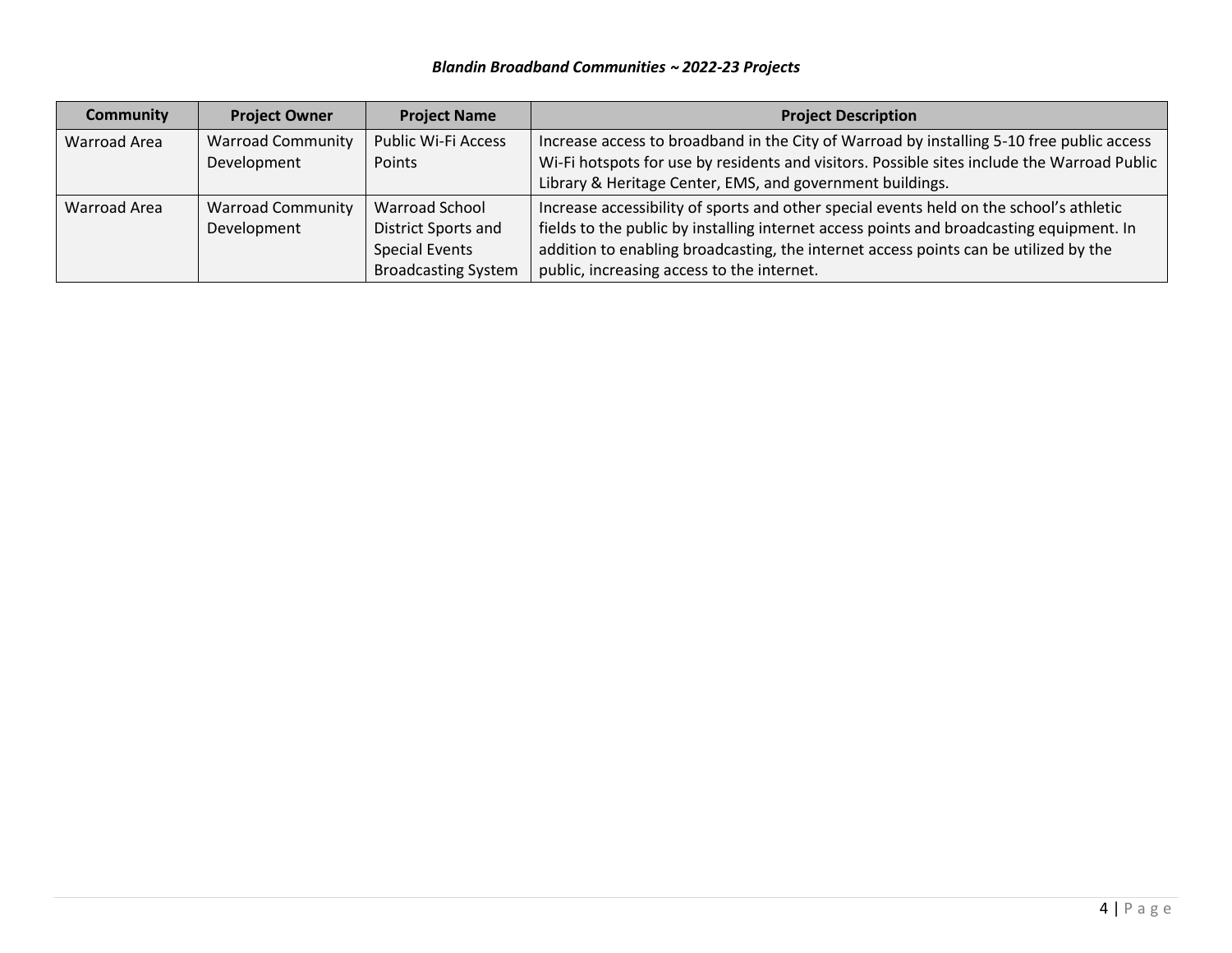| Community | Project Owner | Project Name | Project Description |
|---|---|---|---|
| Warroad Area | Warroad Community Development | Public Wi-Fi Access Points | Increase access to broadband in the City of Warroad by installing 5-10 free public access Wi-Fi hotspots for use by residents and visitors. Possible sites include the Warroad Public Library & Heritage Center, EMS, and government buildings. |
| Warroad Area | Warroad Community Development | Warroad School District Sports and Special Events Broadcasting System | Increase accessibility of sports and other special events held on the school's athletic fields to the public by installing internet access points and broadcasting equipment. In addition to enabling broadcasting, the internet access points can be utilized by the public, increasing access to the internet. |